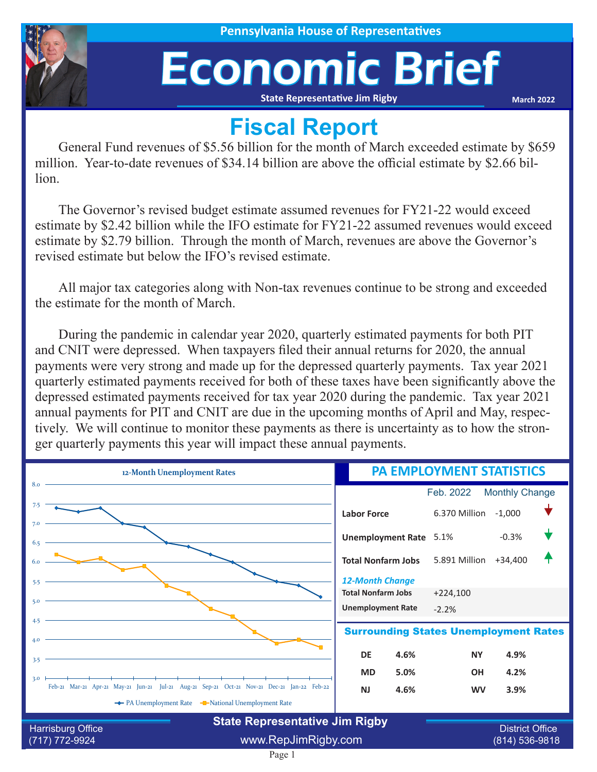Pennsylvania House of Representatives

# Economic Brief

State Representative Jim Rigby

March 2022

## Fiscal Report

General Fund revenues of $5.56 billion for the month of March exceeded estimate by $659 million. Year-to-date revenues of $34.14 billion are above the official estimate by $2.66 billion.

The Governor's revised budget estimate assumed revenues for FY21-22 would exceed estimate by $2.42 billion while the IFO estimate for FY21-22 assumed revenues would exceed estimate by $2.79 billion. Through the month of March, revenues are above the Governor's revised estimate but below the IFO's revised estimate.

All major tax categories along with Non-tax revenues continue to be strong and exceeded the estimate for the month of March.

During the pandemic in calendar year 2020, quarterly estimated payments for both PIT and CNIT were depressed. When taxpayers filed their annual returns for 2020, the annual payments were very strong and made up for the depressed quarterly payments. Tax year 2021 quarterly estimated payments received for both of these taxes have been significantly above the depressed estimated payments received for tax year 2020 during the pandemic. Tax year 2021 annual payments for PIT and CNIT are due in the upcoming months of April and May, respectively. We will continue to monitor these payments as there is uncertainty as to how the stronger quarterly payments this year will impact these annual payments.

### 12-Month Unemployment Rates

| Month | PA Unemployment Rate | National Unemployment Rate |
|---|---|---|
| Feb-21 | 7.4 | 6.2 |
| Mar-21 | 7.3 | 6.0 |
| Apr-21 | 7.4 | 6.1 |
| May-21 | 7.0 | 5.8 |
| Jun-21 | 6.9 | 5.9 |
| Jul-21 | 6.5 | 5.4 |
| Aug-21 | 6.4 | 5.2 |
| Sep-21 | 6.2 | 4.8 |
| Oct-21 | 6.0 | 4.6 |
| Nov-21 | 5.7 | 4.2 |
| Dec-21 | 5.5 | 3.9 |
| Jan-22 | 5.4 | 4.0 |
| Feb-22 | 5.1 | 3.8 |

### PA EMPLOYMENT STATISTICS

| | Feb. 2022 | Monthly Change |
|---|---|---|
| **Labor Force** | 6.370 Million | -1,000 ↓ |
| **Unemployment Rate** | 5.1% | -0.3% ↓ |
| **Total Nonfarm Jobs** | 5.891 Million | +34,400 ↑ |

*12-Month Change*

| | |
|---|---|
| **Total Nonfarm Jobs** | +224,100 |
| **Unemployment Rate** | -2.2% |

### Surrounding States Unemployment Rates

| | | | |
|---|---|---|---|
| **DE** | **4.6%** | **NY** | **4.9%** |
| **MD** | **5.0%** | **OH** | **4.2%** |
| **NJ** | **4.6%** | **WV** | **3.9%** |

**State Representative Jim Rigby**

Harrisburg Office (717) 772-9924 | www.RepJimRigby.com | District Office (814) 536-9818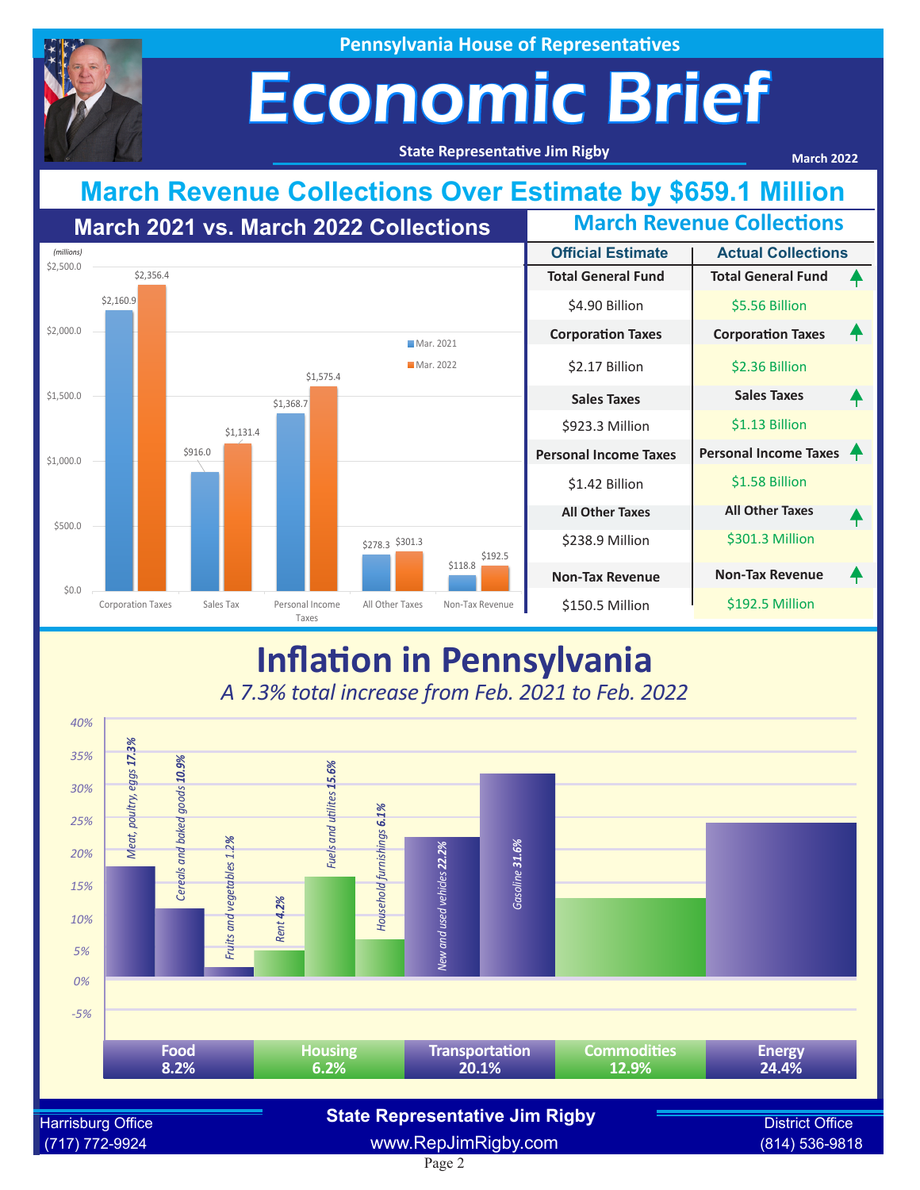Pennsylvania House of Representatives

# Economic Brief

State Representative Jim Rigby

March 2022

## March Revenue Collections Over Estimate by $659.1 Million

### March 2021 vs. March 2022 Collections

(millions)

$2,500.0
$2,000.0
$1,500.0
$1,000.0
$500.0
$0.0

Mar. 2021
Mar. 2022

Corporation Taxes: $2,160.9 / $2,356.4
Sales Tax: $916.0 / $1,131.4
Personal Income Taxes: $1,368.7 / $1,575.4
All Other Taxes: $278.3 / $301.3
Non-Tax Revenue: $118.8 / $192.5

### March Revenue Collections

| Official Estimate | Actual Collections |
|---|---|
| **Total General Fund** | **Total General Fund** |
| $4.90 Billion | $5.56 Billion |
| **Corporation Taxes** | **Corporation Taxes** |
| $2.17 Billion | $2.36 Billion |
| **Sales Taxes** | **Sales Taxes** |
| $923.3 Million | $1.13 Billion |
| **Personal Income Taxes** | **Personal Income Taxes** |
| $1.42 Billion | $1.58 Billion |
| **All Other Taxes** | **All Other Taxes** |
| $238.9 Million | $301.3 Million |
| **Non-Tax Revenue** | **Non-Tax Revenue** |
| $150.5 Million | $192.5 Million |

## Inflation in Pennsylvania

*A 7.3% total increase from Feb. 2021 to Feb. 2022*

40%
35%
30%
25%
20%
15%
10%
5%
0%
-5%

*Meat, poultry, eggs* ***17.3%***
*Cereals and baked goods* ***10.9%***
*Fruits and vegetables* ***1.2%***
*Rent* ***4.2%***
*Fuels and utilites* ***15.6%***
*Household furnishings* ***6.1%***
*New and used vehicles* ***22.2%***
*Gasoline* ***31.6%***

**Food** 8.2%
**Housing** 6.2%
**Transportation** 20.1%
**Commodities** 12.9%
**Energy** 24.4%

Harrisburg Office
(717) 772-9924

**State Representative Jim Rigby**
www.RepJimRigby.com

District Office
(814) 536-9818